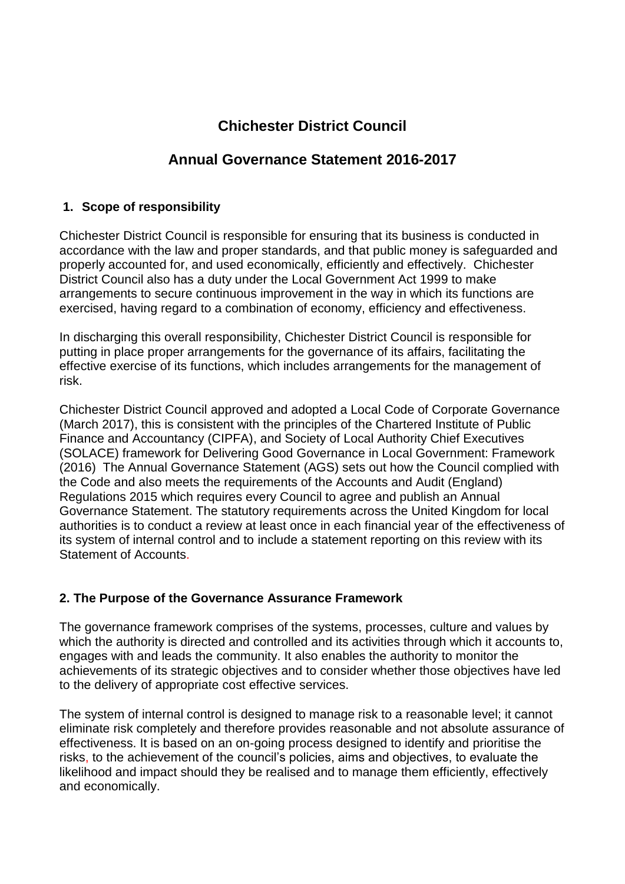# Chichester District Council

## Annual Governance Statement 2016-2017

### 1. Scope of responsibility

Chichester District Council is responsible for ensuring that its business is conducted in accordance with the law and proper standards, and that public money is safeguarded and properly accounted for, and used economically, efficiently and effectively. Chichester District Council also has a duty under the Local Government Act 1999 to make arrangements to secure continuous improvement in the way in which its functions are exercised, having regard to a combination of economy, efficiency and effectiveness.

In discharging this overall responsibility, Chichester District Council is responsible for putting in place proper arrangements for the governance of its affairs, facilitating the effective exercise of its functions, which includes arrangements for the management of risk.

Chichester District Council approved and adopted a Local Code of Corporate Governance (March 2017), this is consistent with the principles of the Chartered Institute of Public Finance and Accountancy (CIPFA), and Society of Local Authority Chief Executives (SOLACE) framework for Delivering Good Governance in Local Government: Framework (2016) The Annual Governance Statement (AGS) sets out how the Council complied with the Code and also meets the requirements of the Accounts and Audit (England) Regulations 2015 which requires every Council to agree and publish an Annual Governance Statement. The statutory requirements across the United Kingdom for local authorities is to conduct a review at least once in each financial year of the effectiveness of its system of internal control and to include a statement reporting on this review with its Statement of Accounts.

### 2. The Purpose of the Governance Assurance Framework

The governance framework comprises of the systems, processes, culture and values by which the authority is directed and controlled and its activities through which it accounts to, engages with and leads the community. It also enables the authority to monitor the achievements of its strategic objectives and to consider whether those objectives have led to the delivery of appropriate cost effective services.

The system of internal control is designed to manage risk to a reasonable level; it cannot eliminate risk completely and therefore provides reasonable and not absolute assurance of effectiveness. It is based on an on-going process designed to identify and prioritise the risks, to the achievement of the council's policies, aims and objectives, to evaluate the likelihood and impact should they be realised and to manage them efficiently, effectively and economically.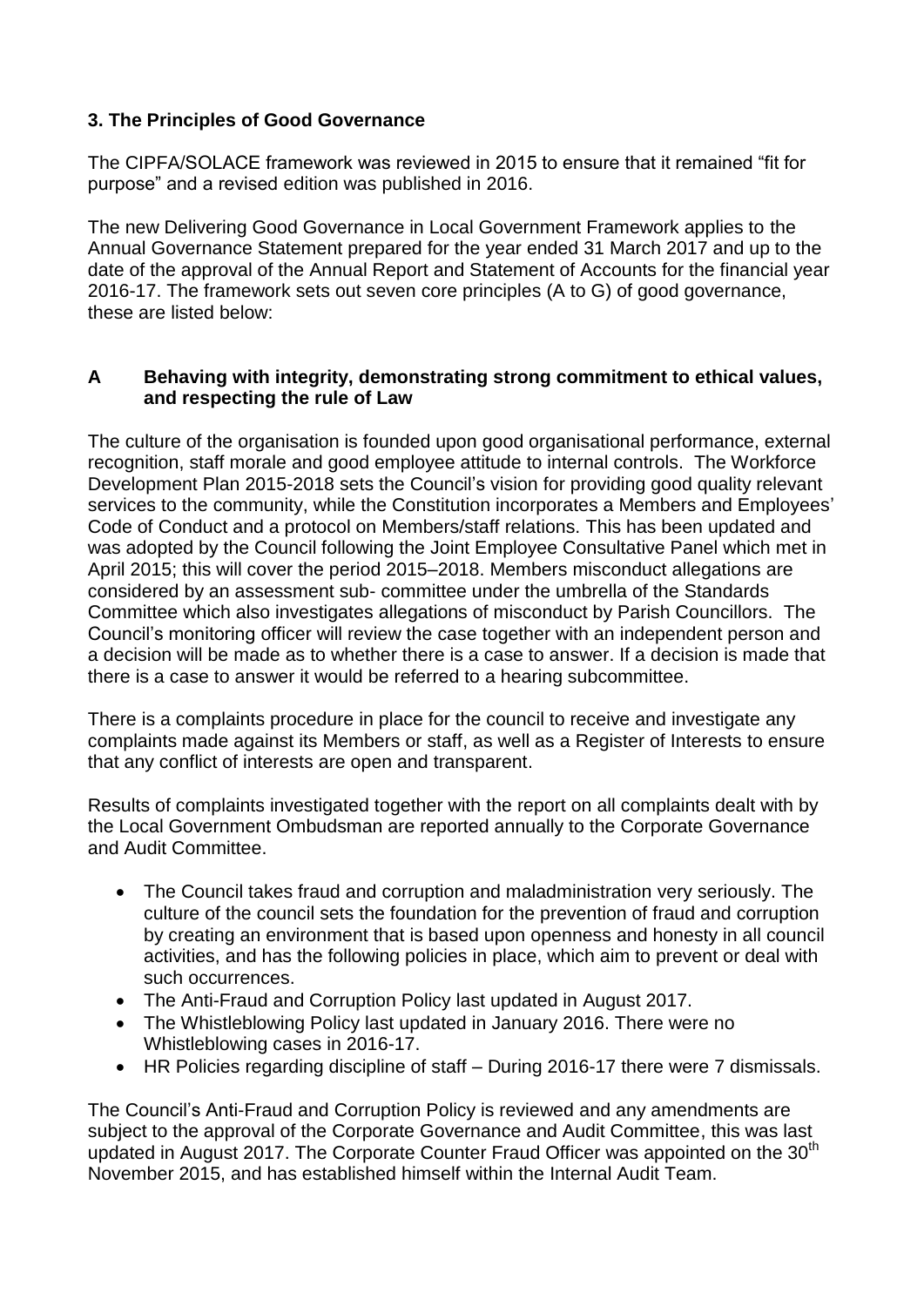## 3. The Principles of Good Governance

The CIPFA/SOLACE framework was reviewed in 2015 to ensure that it remained "fit for purpose" and a revised edition was published in 2016.

The new Delivering Good Governance in Local Government Framework applies to the Annual Governance Statement prepared for the year ended 31 March 2017 and up to the date of the approval of the Annual Report and Statement of Accounts for the financial year 2016-17. The framework sets out seven core principles (A to G) of good governance, these are listed below:

### A Behaving with integrity, demonstrating strong commitment to ethical values, and respecting the rule of Law

The culture of the organisation is founded upon good organisational performance, external recognition, staff morale and good employee attitude to internal controls. The Workforce Development Plan 2015-2018 sets the Council's vision for providing good quality relevant services to the community, while the Constitution incorporates a Members and Employees' Code of Conduct and a protocol on Members/staff relations. This has been updated and was adopted by the Council following the Joint Employee Consultative Panel which met in April 2015; this will cover the period 2015–2018. Members misconduct allegations are considered by an assessment sub- committee under the umbrella of the Standards Committee which also investigates allegations of misconduct by Parish Councillors. The Council's monitoring officer will review the case together with an independent person and a decision will be made as to whether there is a case to answer. If a decision is made that there is a case to answer it would be referred to a hearing subcommittee.

There is a complaints procedure in place for the council to receive and investigate any complaints made against its Members or staff, as well as a Register of Interests to ensure that any conflict of interests are open and transparent.

Results of complaints investigated together with the report on all complaints dealt with by the Local Government Ombudsman are reported annually to the Corporate Governance and Audit Committee.

- The Council takes fraud and corruption and maladministration very seriously. The culture of the council sets the foundation for the prevention of fraud and corruption by creating an environment that is based upon openness and honesty in all council activities, and has the following policies in place, which aim to prevent or deal with such occurrences.
- The Anti-Fraud and Corruption Policy last updated in August 2017.
- The Whistleblowing Policy last updated in January 2016. There were no Whistleblowing cases in 2016-17.
- HR Policies regarding discipline of staff – During 2016-17 there were 7 dismissals.

The Council's Anti-Fraud and Corruption Policy is reviewed and any amendments are subject to the approval of the Corporate Governance and Audit Committee, this was last updated in August 2017. The Corporate Counter Fraud Officer was appointed on the 30th November 2015, and has established himself within the Internal Audit Team.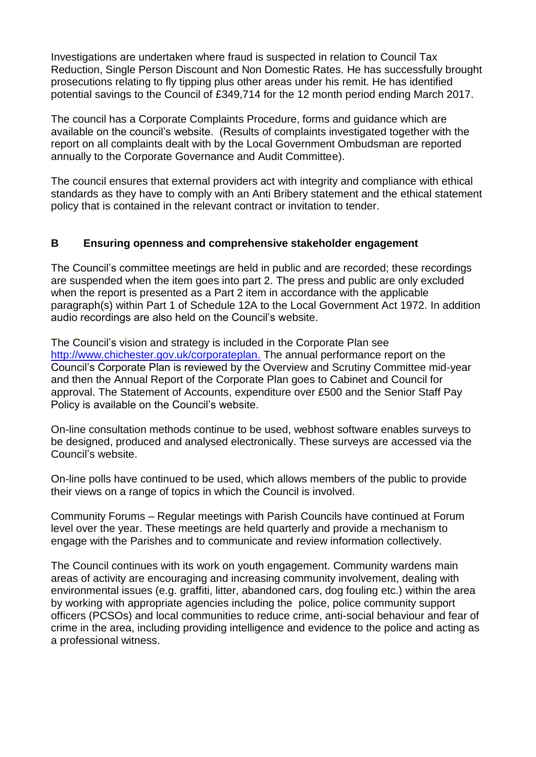Investigations are undertaken where fraud is suspected in relation to Council Tax Reduction, Single Person Discount and Non Domestic Rates. He has successfully brought prosecutions relating to fly tipping plus other areas under his remit. He has identified potential savings to the Council of £349,714 for the 12 month period ending March 2017.

The council has a Corporate Complaints Procedure, forms and guidance which are available on the council's website. (Results of complaints investigated together with the report on all complaints dealt with by the Local Government Ombudsman are reported annually to the Corporate Governance and Audit Committee).

The council ensures that external providers act with integrity and compliance with ethical standards as they have to comply with an Anti Bribery statement and the ethical statement policy that is contained in the relevant contract or invitation to tender.

## B Ensuring openness and comprehensive stakeholder engagement

The Council's committee meetings are held in public and are recorded; these recordings are suspended when the item goes into part 2. The press and public are only excluded when the report is presented as a Part 2 item in accordance with the applicable paragraph(s) within Part 1 of Schedule 12A to the Local Government Act 1972. In addition audio recordings are also held on the Council's website.

The Council's vision and strategy is included in the Corporate Plan see [http://www.chichester.gov.uk/corporateplan.](http://www.chichester.gov.uk/corporateplan) The annual performance report on the Council's Corporate Plan is reviewed by the Overview and Scrutiny Committee mid-year and then the Annual Report of the Corporate Plan goes to Cabinet and Council for approval. The Statement of Accounts, expenditure over £500 and the Senior Staff Pay Policy is available on the Council's website.

On-line consultation methods continue to be used, webhost software enables surveys to be designed, produced and analysed electronically. These surveys are accessed via the Council's website.

On-line polls have continued to be used, which allows members of the public to provide their views on a range of topics in which the Council is involved.

Community Forums – Regular meetings with Parish Councils have continued at Forum level over the year. These meetings are held quarterly and provide a mechanism to engage with the Parishes and to communicate and review information collectively.

The Council continues with its work on youth engagement. Community wardens main areas of activity are encouraging and increasing community involvement, dealing with environmental issues (e.g. graffiti, litter, abandoned cars, dog fouling etc.) within the area by working with appropriate agencies including the police, police community support officers (PCSOs) and local communities to reduce crime, anti-social behaviour and fear of crime in the area, including providing intelligence and evidence to the police and acting as a professional witness.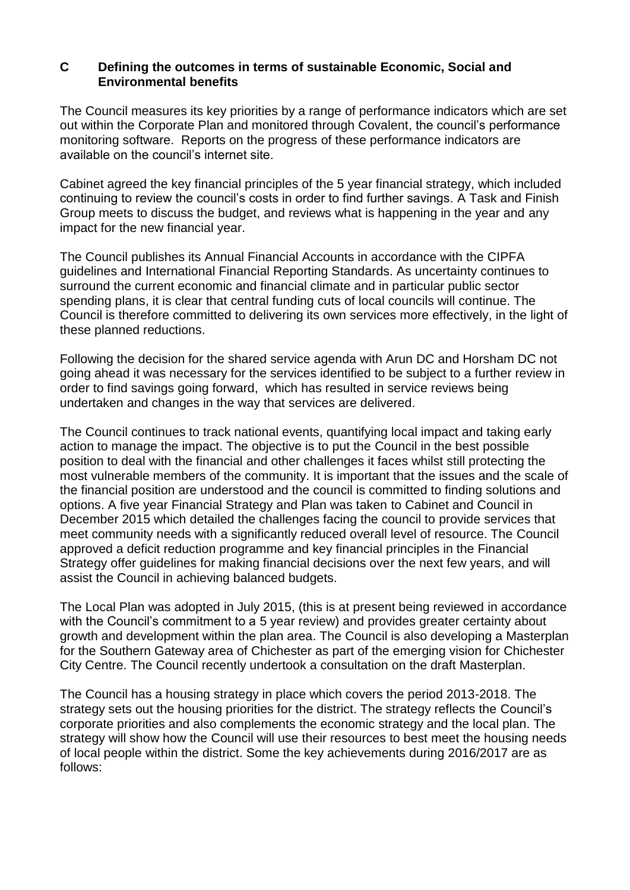## C Defining the outcomes in terms of sustainable Economic, Social and Environmental benefits

The Council measures its key priorities by a range of performance indicators which are set out within the Corporate Plan and monitored through Covalent, the council's performance monitoring software. Reports on the progress of these performance indicators are available on the council's internet site.

Cabinet agreed the key financial principles of the 5 year financial strategy, which included continuing to review the council's costs in order to find further savings. A Task and Finish Group meets to discuss the budget, and reviews what is happening in the year and any impact for the new financial year.

The Council publishes its Annual Financial Accounts in accordance with the CIPFA guidelines and International Financial Reporting Standards. As uncertainty continues to surround the current economic and financial climate and in particular public sector spending plans, it is clear that central funding cuts of local councils will continue. The Council is therefore committed to delivering its own services more effectively, in the light of these planned reductions.

Following the decision for the shared service agenda with Arun DC and Horsham DC not going ahead it was necessary for the services identified to be subject to a further review in order to find savings going forward, which has resulted in service reviews being undertaken and changes in the way that services are delivered.

The Council continues to track national events, quantifying local impact and taking early action to manage the impact. The objective is to put the Council in the best possible position to deal with the financial and other challenges it faces whilst still protecting the most vulnerable members of the community. It is important that the issues and the scale of the financial position are understood and the council is committed to finding solutions and options. A five year Financial Strategy and Plan was taken to Cabinet and Council in December 2015 which detailed the challenges facing the council to provide services that meet community needs with a significantly reduced overall level of resource. The Council approved a deficit reduction programme and key financial principles in the Financial Strategy offer guidelines for making financial decisions over the next few years, and will assist the Council in achieving balanced budgets.

The Local Plan was adopted in July 2015, (this is at present being reviewed in accordance with the Council's commitment to a 5 year review) and provides greater certainty about growth and development within the plan area. The Council is also developing a Masterplan for the Southern Gateway area of Chichester as part of the emerging vision for Chichester City Centre. The Council recently undertook a consultation on the draft Masterplan.

The Council has a housing strategy in place which covers the period 2013-2018. The strategy sets out the housing priorities for the district. The strategy reflects the Council's corporate priorities and also complements the economic strategy and the local plan. The strategy will show how the Council will use their resources to best meet the housing needs of local people within the district. Some the key achievements during 2016/2017 are as follows: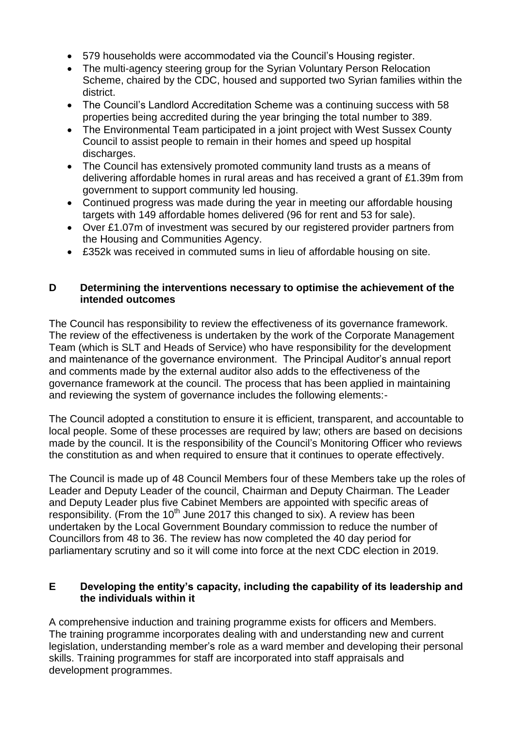- 579 households were accommodated via the Council's Housing register.
- The multi-agency steering group for the Syrian Voluntary Person Relocation Scheme, chaired by the CDC, housed and supported two Syrian families within the district.
- The Council's Landlord Accreditation Scheme was a continuing success with 58 properties being accredited during the year bringing the total number to 389.
- The Environmental Team participated in a joint project with West Sussex County Council to assist people to remain in their homes and speed up hospital discharges.
- The Council has extensively promoted community land trusts as a means of delivering affordable homes in rural areas and has received a grant of £1.39m from government to support community led housing.
- Continued progress was made during the year in meeting our affordable housing targets with 149 affordable homes delivered (96 for rent and 53 for sale).
- Over £1.07m of investment was secured by our registered provider partners from the Housing and Communities Agency.
- £352k was received in commuted sums in lieu of affordable housing on site.

## D Determining the interventions necessary to optimise the achievement of the intended outcomes

The Council has responsibility to review the effectiveness of its governance framework. The review of the effectiveness is undertaken by the work of the Corporate Management Team (which is SLT and Heads of Service) who have responsibility for the development and maintenance of the governance environment. The Principal Auditor's annual report and comments made by the external auditor also adds to the effectiveness of the governance framework at the council. The process that has been applied in maintaining and reviewing the system of governance includes the following elements:-

The Council adopted a constitution to ensure it is efficient, transparent, and accountable to local people. Some of these processes are required by law; others are based on decisions made by the council. It is the responsibility of the Council's Monitoring Officer who reviews the constitution as and when required to ensure that it continues to operate effectively.

The Council is made up of 48 Council Members four of these Members take up the roles of Leader and Deputy Leader of the council, Chairman and Deputy Chairman. The Leader and Deputy Leader plus five Cabinet Members are appointed with specific areas of responsibility. (From the 10th June 2017 this changed to six). A review has been undertaken by the Local Government Boundary commission to reduce the number of Councillors from 48 to 36. The review has now completed the 40 day period for parliamentary scrutiny and so it will come into force at the next CDC election in 2019.

## E Developing the entity's capacity, including the capability of its leadership and the individuals within it

A comprehensive induction and training programme exists for officers and Members. The training programme incorporates dealing with and understanding new and current legislation, understanding member's role as a ward member and developing their personal skills. Training programmes for staff are incorporated into staff appraisals and development programmes.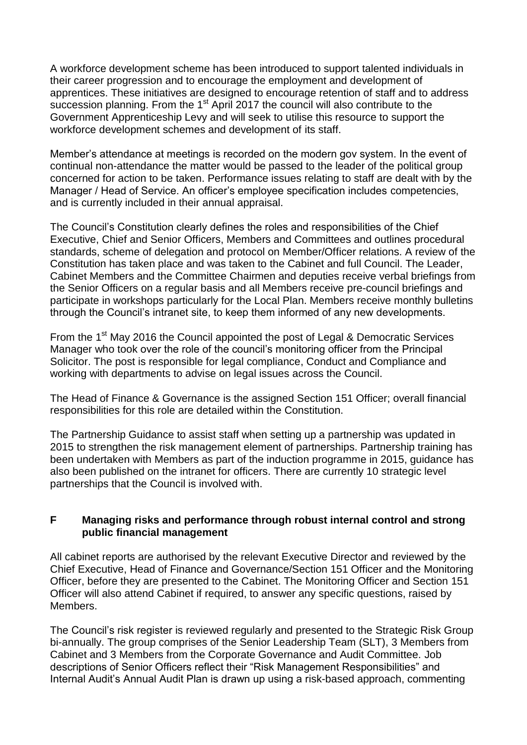A workforce development scheme has been introduced to support talented individuals in their career progression and to encourage the employment and development of apprentices. These initiatives are designed to encourage retention of staff and to address succession planning. From the 1st April 2017 the council will also contribute to the Government Apprenticeship Levy and will seek to utilise this resource to support the workforce development schemes and development of its staff.

Member's attendance at meetings is recorded on the modern gov system. In the event of continual non-attendance the matter would be passed to the leader of the political group concerned for action to be taken. Performance issues relating to staff are dealt with by the Manager / Head of Service. An officer's employee specification includes competencies, and is currently included in their annual appraisal.

The Council's Constitution clearly defines the roles and responsibilities of the Chief Executive, Chief and Senior Officers, Members and Committees and outlines procedural standards, scheme of delegation and protocol on Member/Officer relations. A review of the Constitution has taken place and was taken to the Cabinet and full Council. The Leader, Cabinet Members and the Committee Chairmen and deputies receive verbal briefings from the Senior Officers on a regular basis and all Members receive pre-council briefings and participate in workshops particularly for the Local Plan. Members receive monthly bulletins through the Council's intranet site, to keep them informed of any new developments.

From the 1st May 2016 the Council appointed the post of Legal & Democratic Services Manager who took over the role of the council's monitoring officer from the Principal Solicitor. The post is responsible for legal compliance, Conduct and Compliance and working with departments to advise on legal issues across the Council.

The Head of Finance & Governance is the assigned Section 151 Officer; overall financial responsibilities for this role are detailed within the Constitution.

The Partnership Guidance to assist staff when setting up a partnership was updated in 2015 to strengthen the risk management element of partnerships. Partnership training has been undertaken with Members as part of the induction programme in 2015, guidance has also been published on the intranet for officers. There are currently 10 strategic level partnerships that the Council is involved with.

## F Managing risks and performance through robust internal control and strong public financial management

All cabinet reports are authorised by the relevant Executive Director and reviewed by the Chief Executive, Head of Finance and Governance/Section 151 Officer and the Monitoring Officer, before they are presented to the Cabinet. The Monitoring Officer and Section 151 Officer will also attend Cabinet if required, to answer any specific questions, raised by Members.

The Council's risk register is reviewed regularly and presented to the Strategic Risk Group bi-annually. The group comprises of the Senior Leadership Team (SLT), 3 Members from Cabinet and 3 Members from the Corporate Governance and Audit Committee. Job descriptions of Senior Officers reflect their "Risk Management Responsibilities" and Internal Audit's Annual Audit Plan is drawn up using a risk-based approach, commenting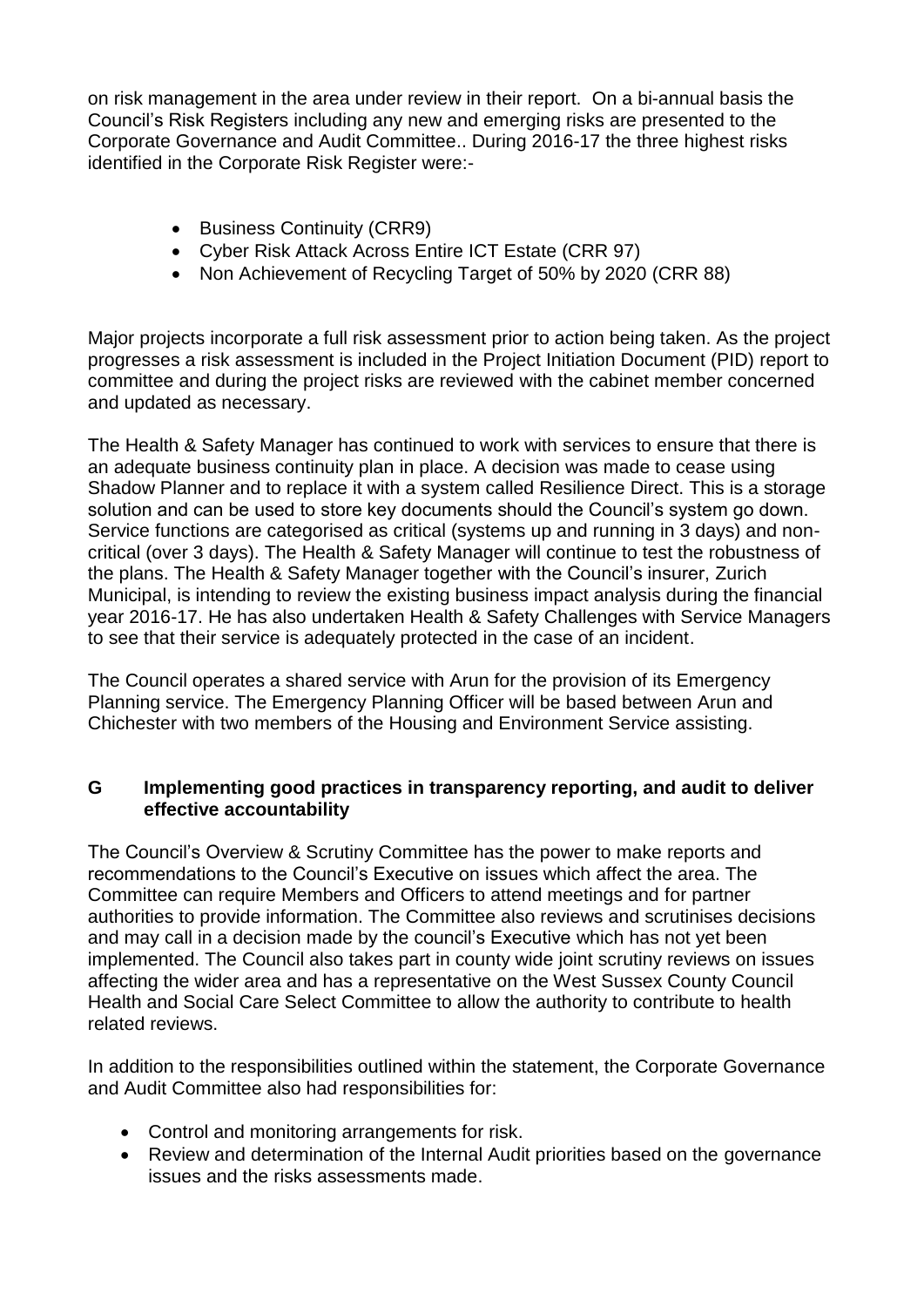on risk management in the area under review in their report. On a bi-annual basis the Council's Risk Registers including any new and emerging risks are presented to the Corporate Governance and Audit Committee.. During 2016-17 the three highest risks identified in the Corporate Risk Register were:-

- Business Continuity (CRR9)
- Cyber Risk Attack Across Entire ICT Estate (CRR 97)
- Non Achievement of Recycling Target of 50% by 2020 (CRR 88)

Major projects incorporate a full risk assessment prior to action being taken. As the project progresses a risk assessment is included in the Project Initiation Document (PID) report to committee and during the project risks are reviewed with the cabinet member concerned and updated as necessary.

The Health & Safety Manager has continued to work with services to ensure that there is an adequate business continuity plan in place. A decision was made to cease using Shadow Planner and to replace it with a system called Resilience Direct. This is a storage solution and can be used to store key documents should the Council's system go down. Service functions are categorised as critical (systems up and running in 3 days) and non-critical (over 3 days). The Health & Safety Manager will continue to test the robustness of the plans. The Health & Safety Manager together with the Council's insurer, Zurich Municipal, is intending to review the existing business impact analysis during the financial year 2016-17. He has also undertaken Health & Safety Challenges with Service Managers to see that their service is adequately protected in the case of an incident.

The Council operates a shared service with Arun for the provision of its Emergency Planning service. The Emergency Planning Officer will be based between Arun and Chichester with two members of the Housing and Environment Service assisting.

## G Implementing good practices in transparency reporting, and audit to deliver effective accountability

The Council's Overview & Scrutiny Committee has the power to make reports and recommendations to the Council's Executive on issues which affect the area. The Committee can require Members and Officers to attend meetings and for partner authorities to provide information. The Committee also reviews and scrutinises decisions and may call in a decision made by the council's Executive which has not yet been implemented. The Council also takes part in county wide joint scrutiny reviews on issues affecting the wider area and has a representative on the West Sussex County Council Health and Social Care Select Committee to allow the authority to contribute to health related reviews.

In addition to the responsibilities outlined within the statement, the Corporate Governance and Audit Committee also had responsibilities for:

- Control and monitoring arrangements for risk.
- Review and determination of the Internal Audit priorities based on the governance issues and the risks assessments made.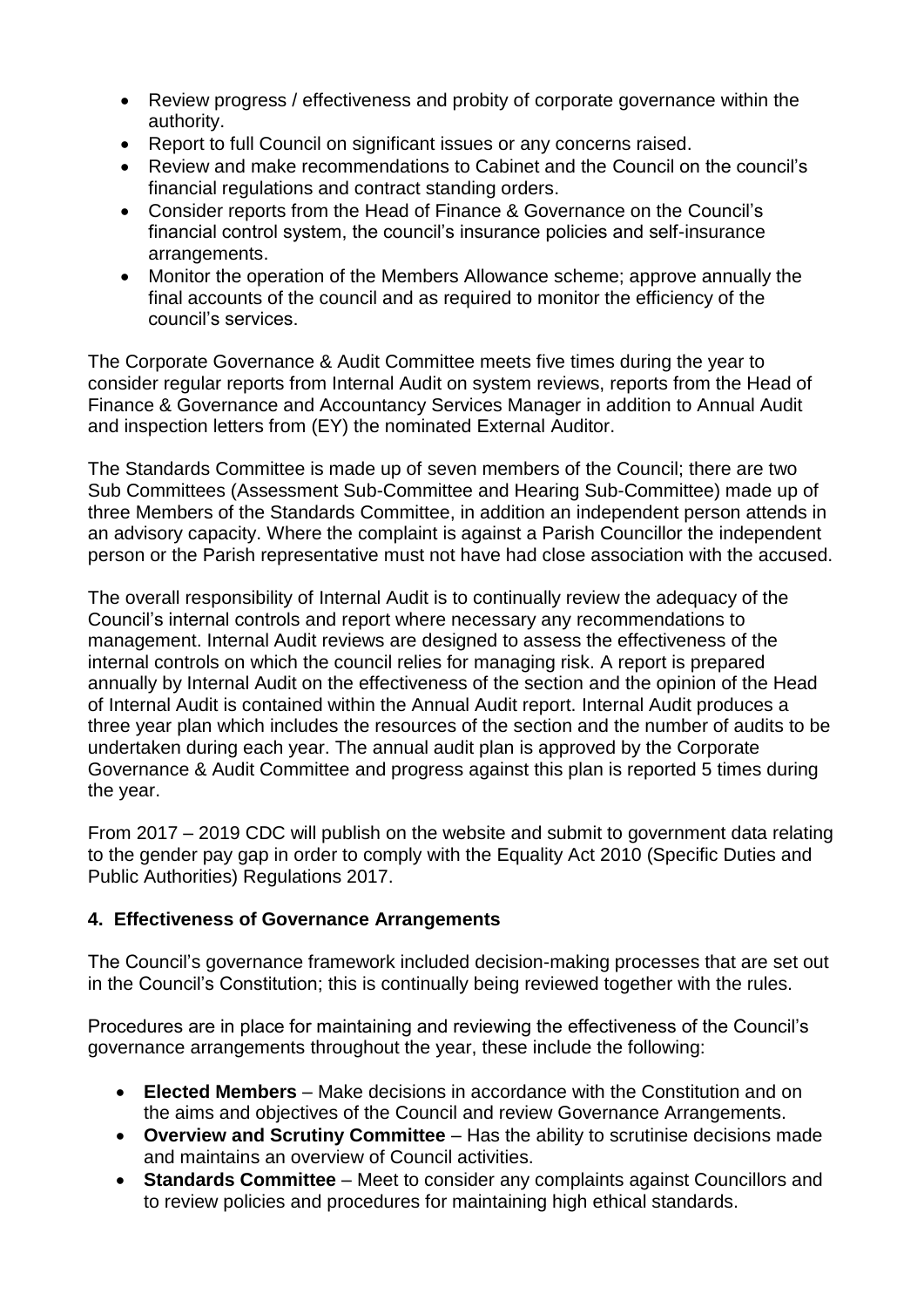- Review progress / effectiveness and probity of corporate governance within the authority.
- Report to full Council on significant issues or any concerns raised.
- Review and make recommendations to Cabinet and the Council on the council's financial regulations and contract standing orders.
- Consider reports from the Head of Finance & Governance on the Council's financial control system, the council's insurance policies and self-insurance arrangements.
- Monitor the operation of the Members Allowance scheme; approve annually the final accounts of the council and as required to monitor the efficiency of the council's services.

The Corporate Governance & Audit Committee meets five times during the year to consider regular reports from Internal Audit on system reviews, reports from the Head of Finance & Governance and Accountancy Services Manager in addition to Annual Audit and inspection letters from (EY) the nominated External Auditor.

The Standards Committee is made up of seven members of the Council; there are two Sub Committees (Assessment Sub-Committee and Hearing Sub-Committee) made up of three Members of the Standards Committee, in addition an independent person attends in an advisory capacity. Where the complaint is against a Parish Councillor the independent person or the Parish representative must not have had close association with the accused.

The overall responsibility of Internal Audit is to continually review the adequacy of the Council's internal controls and report where necessary any recommendations to management. Internal Audit reviews are designed to assess the effectiveness of the internal controls on which the council relies for managing risk. A report is prepared annually by Internal Audit on the effectiveness of the section and the opinion of the Head of Internal Audit is contained within the Annual Audit report. Internal Audit produces a three year plan which includes the resources of the section and the number of audits to be undertaken during each year. The annual audit plan is approved by the Corporate Governance & Audit Committee and progress against this plan is reported 5 times during the year.

From 2017 – 2019 CDC will publish on the website and submit to government data relating to the gender pay gap in order to comply with the Equality Act 2010 (Specific Duties and Public Authorities) Regulations 2017.

## 4. Effectiveness of Governance Arrangements

The Council's governance framework included decision-making processes that are set out in the Council's Constitution; this is continually being reviewed together with the rules.

Procedures are in place for maintaining and reviewing the effectiveness of the Council's governance arrangements throughout the year, these include the following:

- **Elected Members** – Make decisions in accordance with the Constitution and on the aims and objectives of the Council and review Governance Arrangements.
- **Overview and Scrutiny Committee** – Has the ability to scrutinise decisions made and maintains an overview of Council activities.
- **Standards Committee** – Meet to consider any complaints against Councillors and to review policies and procedures for maintaining high ethical standards.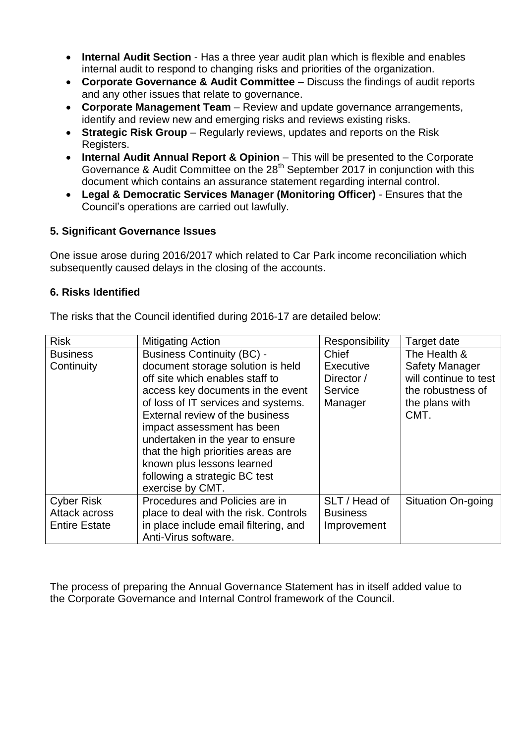- **Internal Audit Section** - Has a three year audit plan which is flexible and enables internal audit to respond to changing risks and priorities of the organization.
- **Corporate Governance & Audit Committee** – Discuss the findings of audit reports and any other issues that relate to governance.
- **Corporate Management Team** – Review and update governance arrangements, identify and review new and emerging risks and reviews existing risks.
- **Strategic Risk Group** – Regularly reviews, updates and reports on the Risk Registers.
- **Internal Audit Annual Report & Opinion** – This will be presented to the Corporate Governance & Audit Committee on the 28th September 2017 in conjunction with this document which contains an assurance statement regarding internal control.
- **Legal & Democratic Services Manager (Monitoring Officer)** - Ensures that the Council's operations are carried out lawfully.

### 5. Significant Governance Issues

One issue arose during 2016/2017 which related to Car Park income reconciliation which subsequently caused delays in the closing of the accounts.

### 6. Risks Identified

The risks that the Council identified during 2016-17 are detailed below:

| Risk | Mitigating Action | Responsibility | Target date |
|---|---|---|---|
| Business Continuity | Business Continuity (BC) - document storage solution is held off site which enables staff to access key documents in the event of loss of IT services and systems. External review of the business impact assessment has been undertaken in the year to ensure that the high priorities areas are known plus lessons learned following a strategic BC test exercise by CMT. | Chief Executive Director / Service Manager | The Health & Safety Manager will continue to test the robustness of the plans with CMT. |
| Cyber Risk Attack across Entire Estate | Procedures and Policies are in place to deal with the risk. Controls in place include email filtering, and Anti-Virus software. | SLT / Head of Business Improvement | Situation On-going |

The process of preparing the Annual Governance Statement has in itself added value to the Corporate Governance and Internal Control framework of the Council.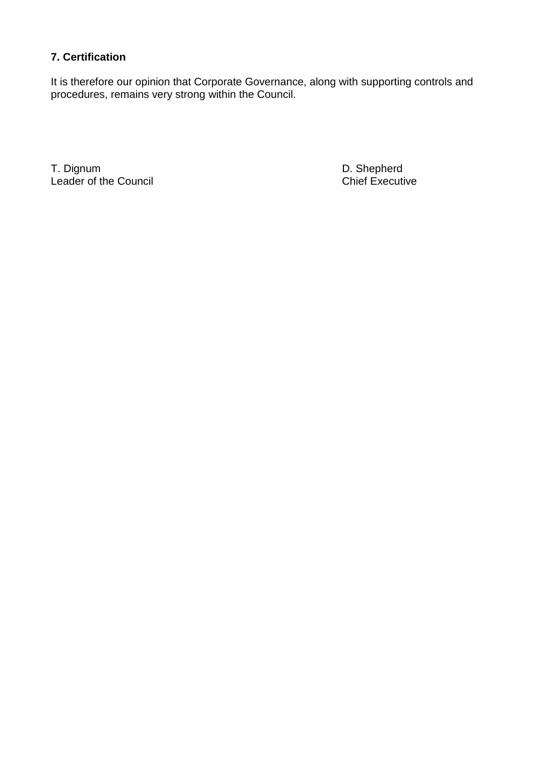## 7. Certification

It is therefore our opinion that Corporate Governance, along with supporting controls and procedures, remains very strong within the Council.

T. Dignum
Leader of the Council

D. Shepherd
Chief Executive